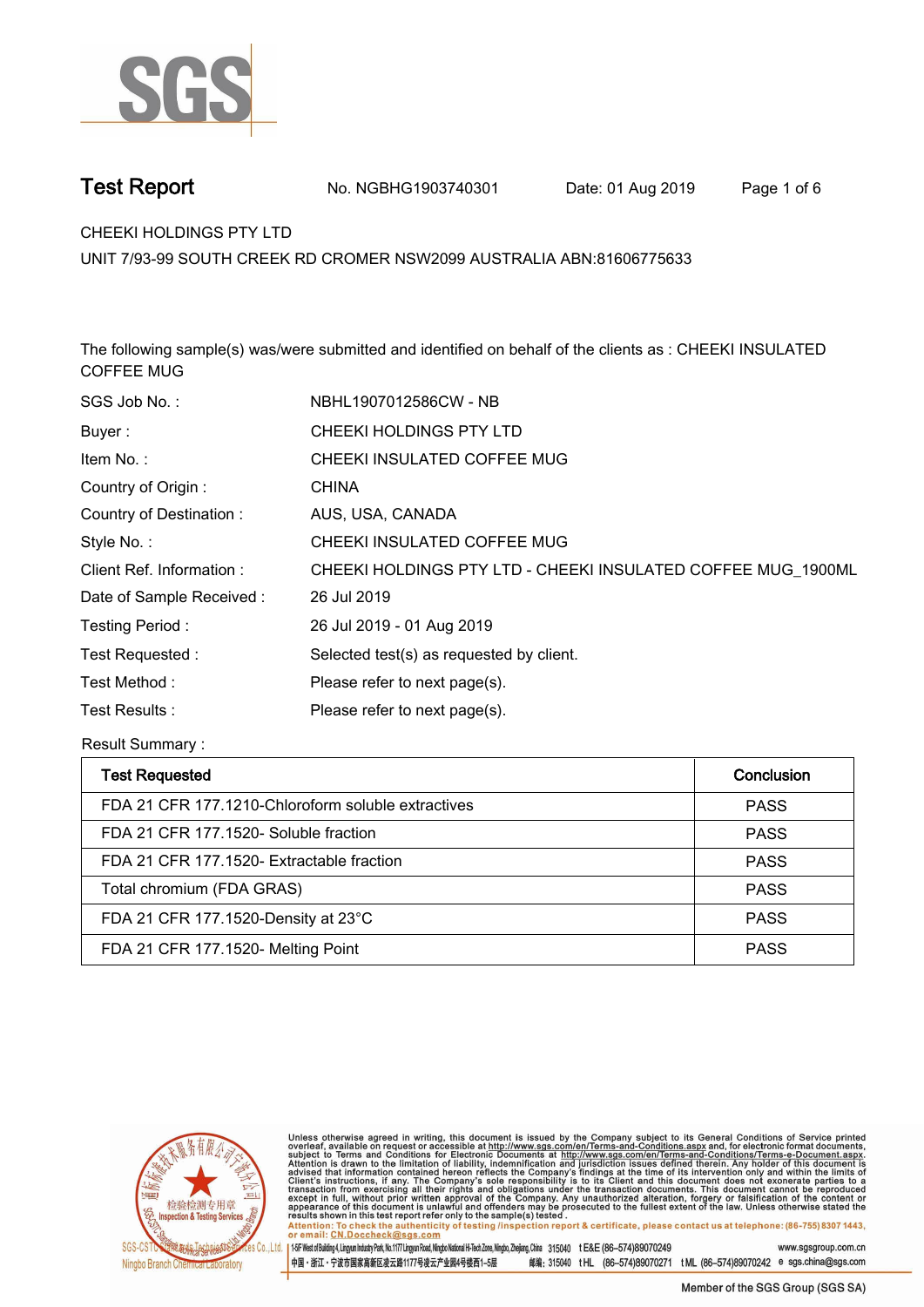# Test Report

No. NGBHG1903740301 Date: 01 Aug 2019

CHEEKI HOLDINGS PTY LTD
UNIT 7/93-99 SOUTH CREEK RD CROMER NSW2099 AUSTRALIA ABN:81606775633

The following sample(s) was/were submitted and identified on behalf of the clients as : CHEEKI INSULATED COFFEE MUG

| | |
|---|---|
| SGS Job No. : | NBHL1907012586CW - NB |
| Buyer : | CHEEKI HOLDINGS PTY LTD |
| Item No. : | CHEEKI INSULATED COFFEE MUG |
| Country of Origin : | CHINA |
| Country of Destination : | AUS, USA, CANADA |
| Style No. : | CHEEKI INSULATED COFFEE MUG |
| Client Ref. Information : | CHEEKI HOLDINGS PTY LTD - CHEEKI INSULATED COFFEE MUG_1900ML |
| Date of Sample Received : | 26 Jul 2019 |
| Testing Period : | 26 Jul 2019 - 01 Aug 2019 |
| Test Requested : | Selected test(s) as requested by client. |
| Test Method : | Please refer to next page(s). |
| Test Results : | Please refer to next page(s). |

Result Summary :

| Test Requested | Conclusion |
|---|---|
| FDA 21 CFR 177.1210-Chloroform soluble extractives | PASS |
| FDA 21 CFR 177.1520- Soluble fraction | PASS |
| FDA 21 CFR 177.1520- Extractable fraction | PASS |
| Total chromium (FDA GRAS) | PASS |
| FDA 21 CFR 177.1520-Density at 23°C | PASS |
| FDA 21 CFR 177.1520- Melting Point | PASS |

Unless otherwise agreed in writing, this document is issued by the Company subject to its General Conditions of Service printed overleaf, available on request or accessible at http://www.sgs.com/en/Terms-and-Conditions.aspx and, for electronic format documents, subject to Terms and Conditions for Electronic Documents at http://www.sgs.com/en/Terms-and-Conditions/Terms-e-Document.aspx. Attention is drawn to the limitation of liability, indemnification and jurisdiction issues defined therein. Any holder of this document is advised that information contained hereon reflects the Company's findings at the time of its intervention only and within the limits of Client's instructions, if any. The Company's sole responsibility is to its Client and this document does not exonerate parties to a transaction from exercising all their rights and obligations under the transaction documents. This document cannot be reproduced except in full, without prior written approval of the Company. Any unauthorized alteration, forgery or falsification of the content or appearance of this document is unlawful and offenders may be prosecuted to the fullest extent of the law. Unless otherwise stated the results shown in this test report refer only to the sample(s) tested .
Attention: To check the authenticity of testing /inspection report & certificate, please contact us at telephone: (86-755) 8307 1443, or email: CN.Doccheck@sgs.com

SGS-CSTC Standards Technical Services Co., Ltd. Ningbo Branch Chemical Laboratory

Member of the SGS Group (SGS SA)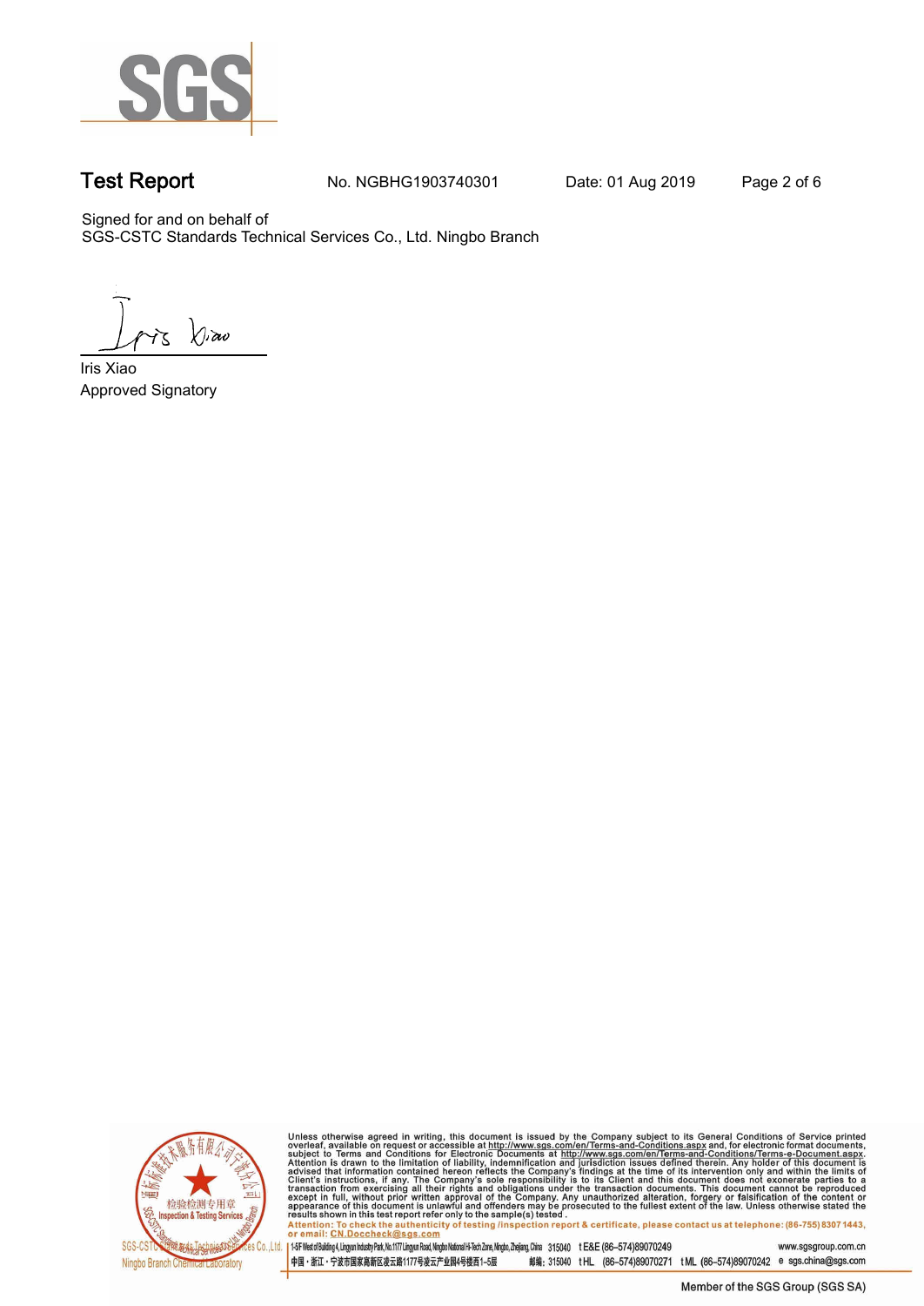**Test Report** No. NGBHG1903740301 Date: 01 Aug 2019

Signed for and on behalf of
SGS-CSTC Standards Technical Services Co., Ltd. Ningbo Branch

Iris Xiao
Approved Signatory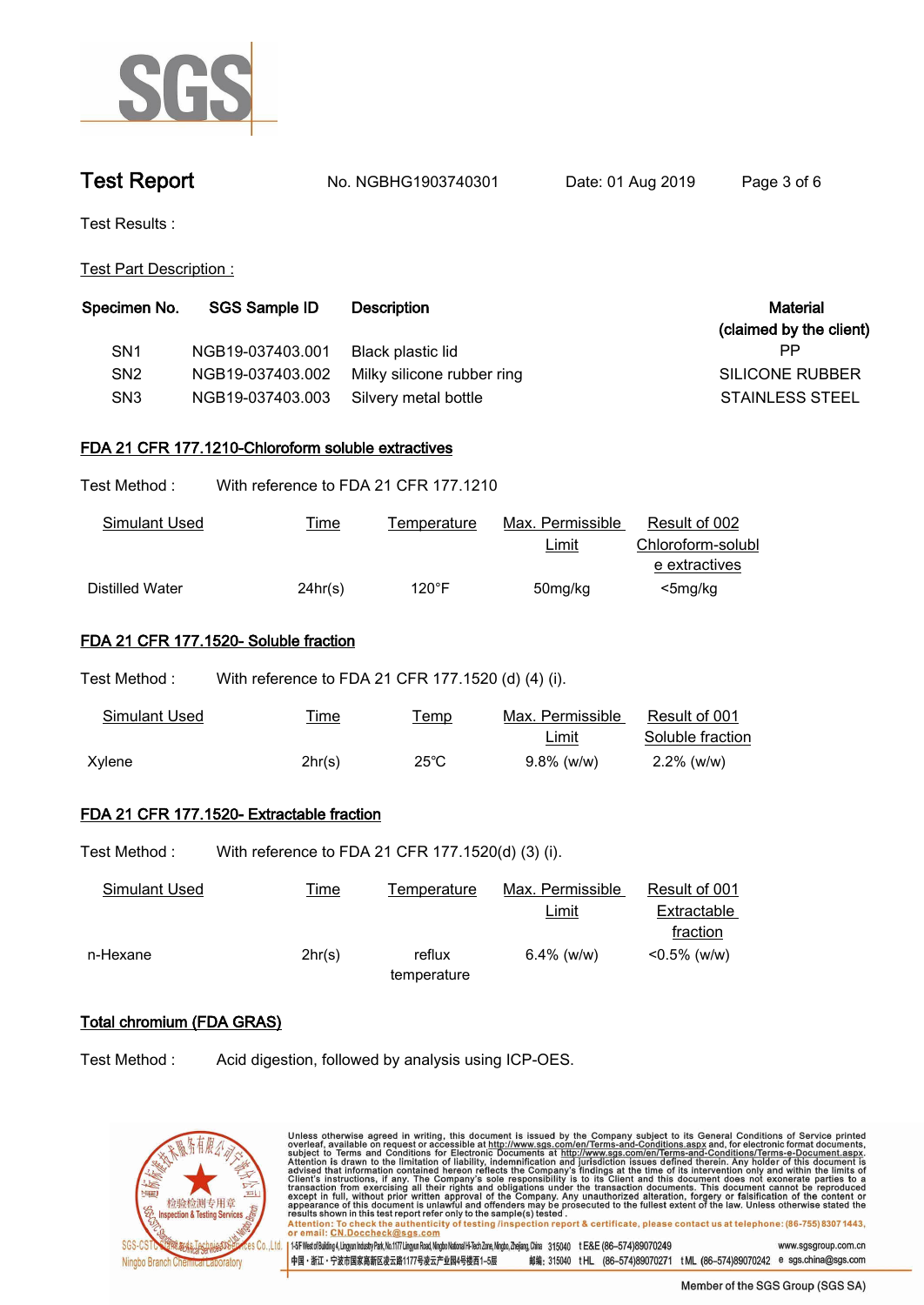# Test Report

No. NGBHG1903740301    Date: 01 Aug 2019

Test Results :

Test Part Description :

| Specimen No. | SGS Sample ID | Description | Material (claimed by the client) |
|---|---|---|---|
| SN1 | NGB19-037403.001 | Black plastic lid | PP |
| SN2 | NGB19-037403.002 | Milky silicone rubber ring | SILICONE RUBBER |
| SN3 | NGB19-037403.003 | Silvery metal bottle | STAINLESS STEEL |

## FDA 21 CFR 177.1210-Chloroform soluble extractives

Test Method : With reference to FDA 21 CFR 177.1210

| Simulant Used | Time | Temperature | Max. Permissible Limit | Result of 002 Chloroform-soluble extractives |
|---|---|---|---|---|
| Distilled Water | 24hr(s) | 120°F | 50mg/kg | <5mg/kg |

## FDA 21 CFR 177.1520- Soluble fraction

Test Method : With reference to FDA 21 CFR 177.1520 (d) (4) (i).

| Simulant Used | Time | Temp | Max. Permissible Limit | Result of 001 Soluble fraction |
|---|---|---|---|---|
| Xylene | 2hr(s) | 25℃ | 9.8% (w/w) | 2.2% (w/w) |

## FDA 21 CFR 177.1520- Extractable fraction

Test Method : With reference to FDA 21 CFR 177.1520(d) (3) (i).

| Simulant Used | Time | Temperature | Max. Permissible Limit | Result of 001 Extractable fraction |
|---|---|---|---|---|
| n-Hexane | 2hr(s) | reflux temperature | 6.4% (w/w) | <0.5% (w/w) |

## Total chromium (FDA GRAS)

Test Method : Acid digestion, followed by analysis using ICP-OES.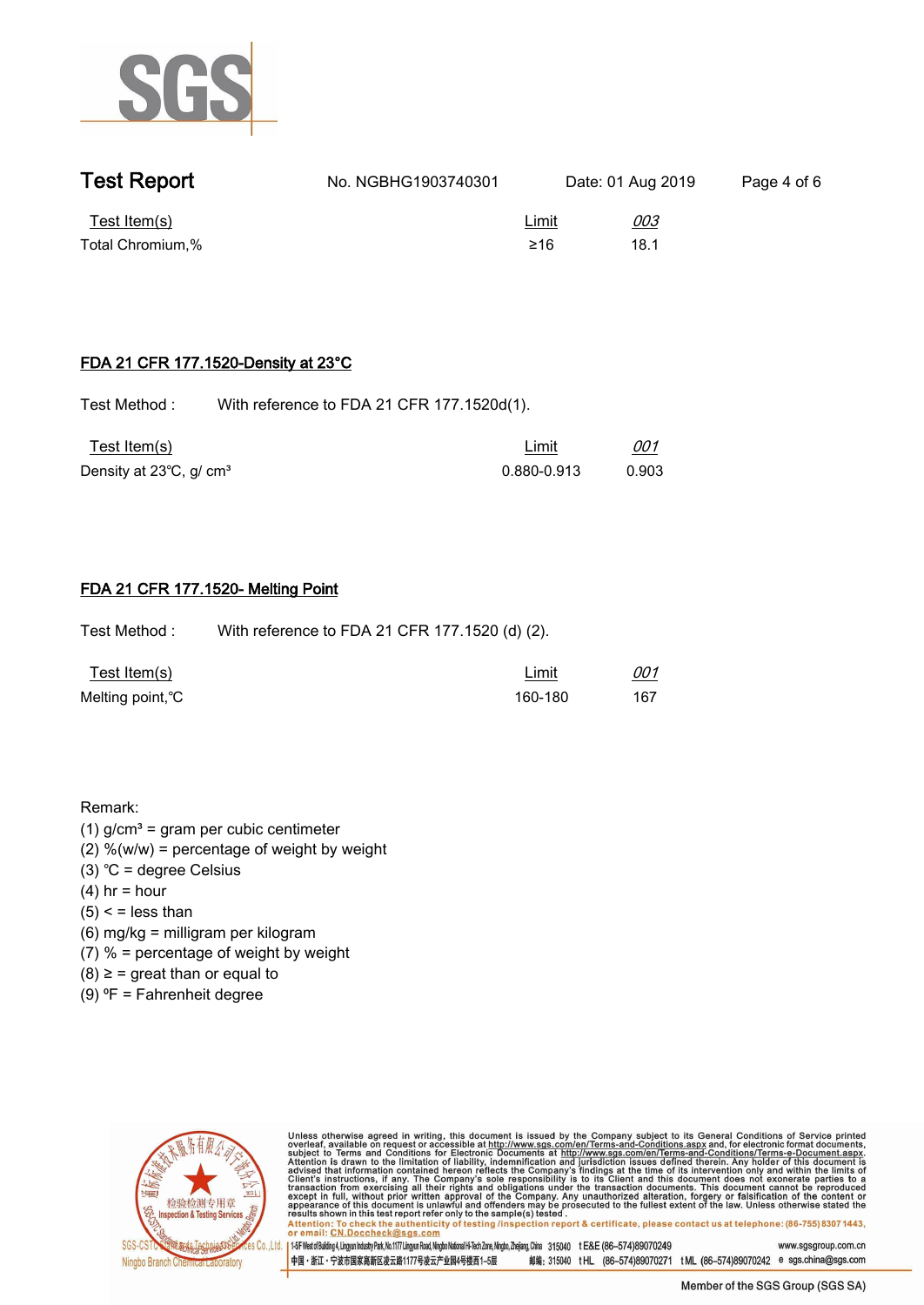| Test Item(s) | Limit | 003 |
|---|---|---|
| Total Chromium,% | ≥16 | 18.1 |

## FDA 21 CFR 177.1520-Density at 23°C

Test Method : With reference to FDA 21 CFR 177.1520d(1).

| Test Item(s) | Limit | 001 |
|---|---|---|
| Density at 23℃, g/ $cm^3$ | 0.880-0.913 | 0.903 |

## FDA 21 CFR 177.1520- Melting Point

Test Method : With reference to FDA 21 CFR 177.1520 (d) (2).

| Test Item(s) | Limit | 001 |
|---|---|---|
| Melting point,℃ | 160-180 | 167 |

Remark:

(1) $g/cm^3$ = gram per cubic centimeter
(2) %(w/w) = percentage of weight by weight
(3) ℃ = degree Celsius
(4) hr = hour
(5) < = less than
(6) mg/kg = milligram per kilogram
(7) % = percentage of weight by weight
(8) ≥ = great than or equal to
(9) ºF = Fahrenheit degree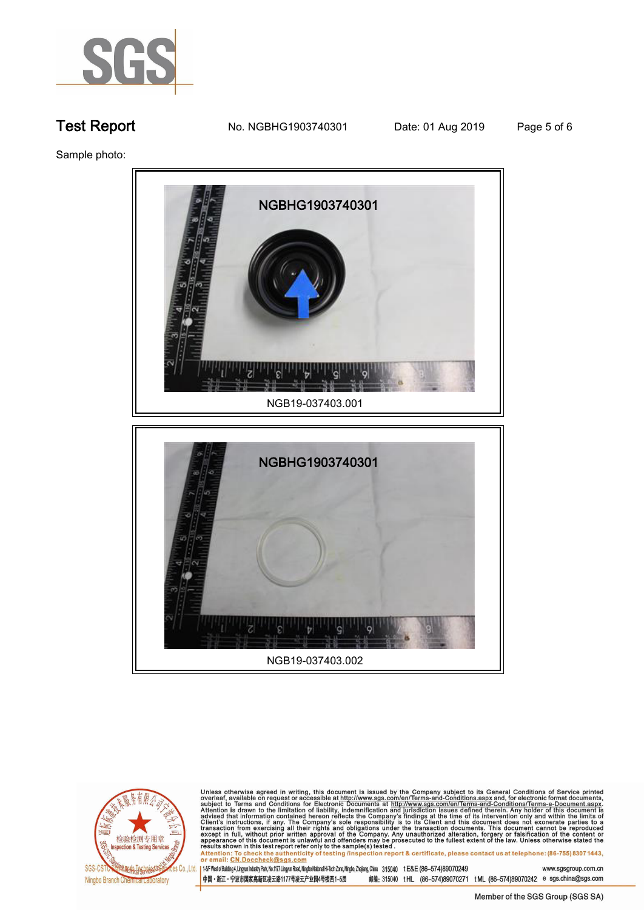Sample photo:

NGB19-037403.001

NGB19-037403.002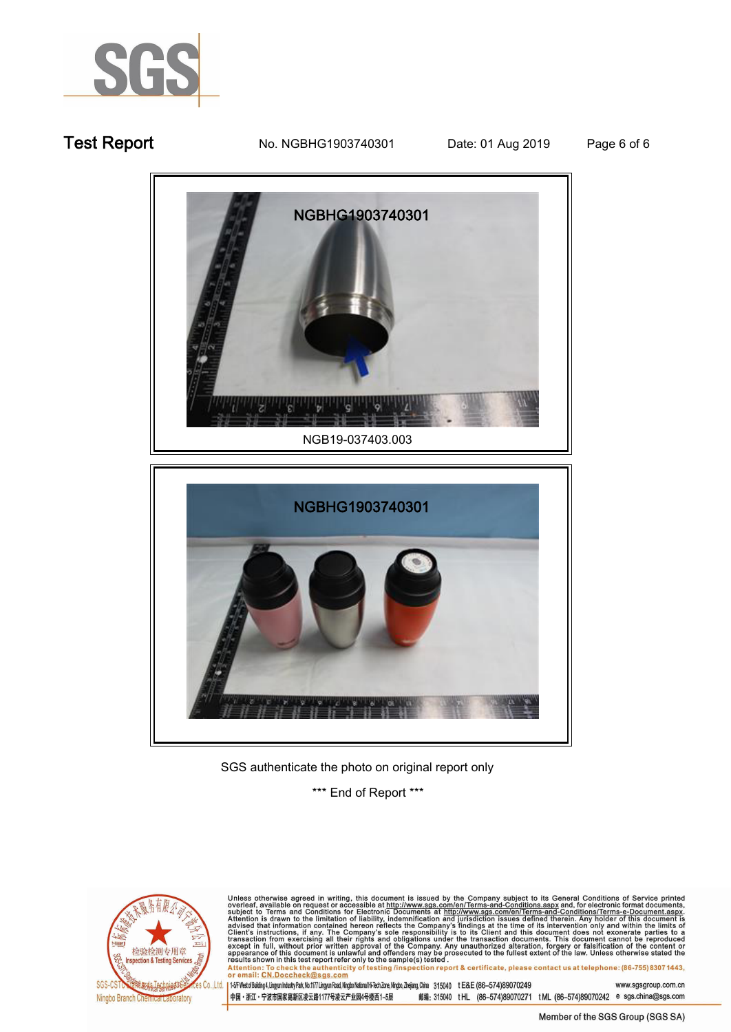NGB19-037403.003

SGS authenticate the photo on original report only

*** End of Report ***

Unless otherwise agreed in writing, this document is issued by the Company subject to its General Conditions of Service printed overleaf, available on request or accessible at http://www.sgs.com/en/Terms-and-Conditions.aspx and, for electronic format documents, subject to Terms and Conditions for Electronic Documents at http://www.sgs.com/en/Terms-and-Conditions/Terms-e-Document.aspx. Attention is drawn to the limitation of liability, indemnification and jurisdiction issues defined therein. Any holder of this document is advised that information contained hereon reflects the Company's findings at the time of its intervention only and within the limits of Client's instructions, if any. The Company's sole responsibility is to its Client and this document does not exonerate parties to a transaction from exercising all their rights and obligations under the transaction documents. This document cannot be reproduced except in full, without prior written approval of the Company. Any unauthorized alteration, forgery or falsification of the content or appearance of this document is unlawful and offenders may be prosecuted to the fullest extent of the law. Unless otherwise stated the results shown in this test report refer only to the sample(s) tested .

Attention: To check the authenticity of testing /inspection report & certificate, please contact us at telephone: (86-755) 8307 1443, or email: CN.Doccheck@sgs.com

SGS-CSTC Standards Technical Services Co.,Ltd. Ningbo Branch Chemical Laboratory

1-5/F West of Building 4, Lingyun Industry Park, No.1177 Lingyun Road, Ningbo National Hi-Tech Zone, Ningbo, Zhejiang, China 315040 t E&E (86–574)89070249 www.sgsgroup.com.cn

中国・浙江・宁波市国家高新区凌云路1177号凌云产业园4号楼西1–5层 邮编: 315040 t HL (86–574)89070271 t ML (86–574)89070242 e sgs.china@sgs.com

Member of the SGS Group (SGS SA)